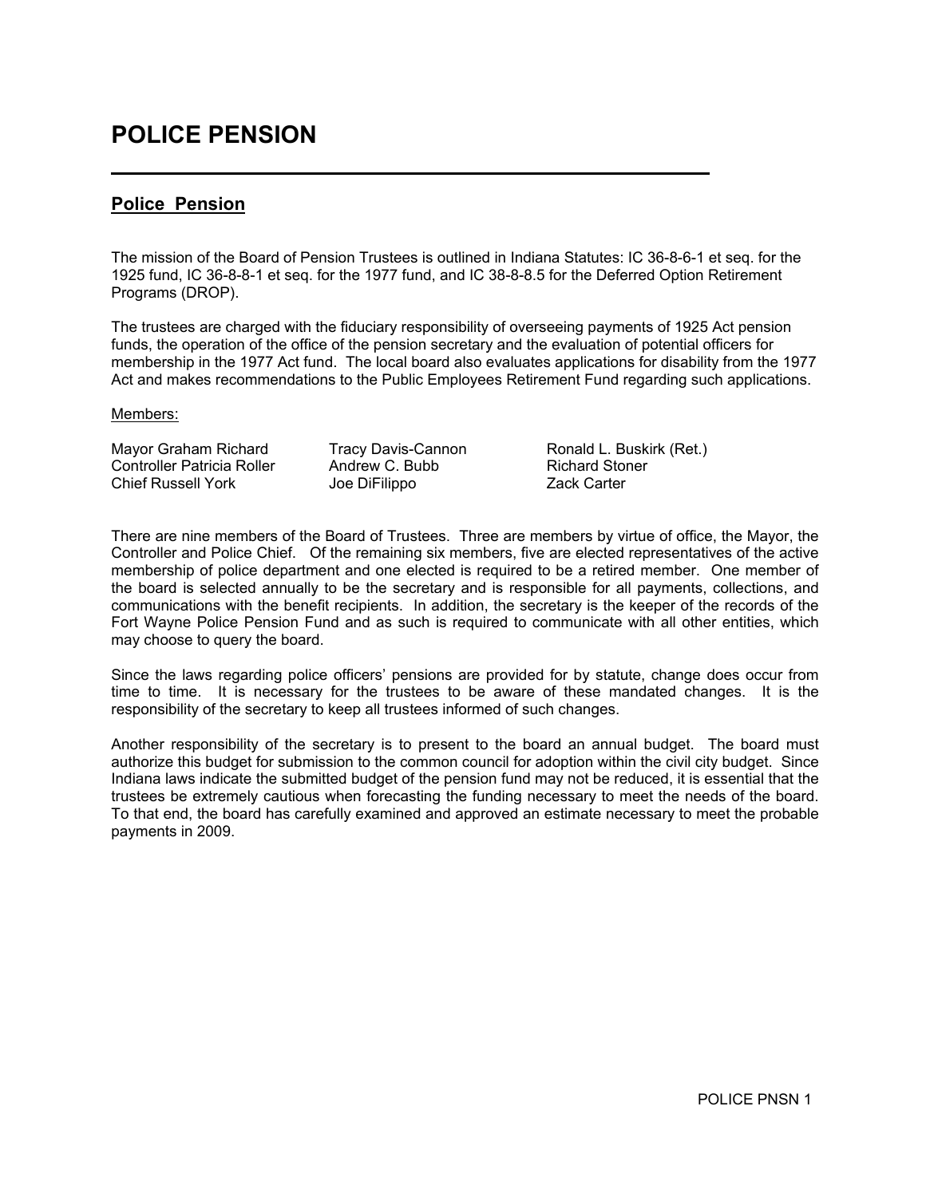# POLICE PENSION

## Police Pension

The mission of the Board of Pension Trustees is outlined in Indiana Statutes: IC 36-8-6-1 et seq. for the 1925 fund, IC 36-8-8-1 et seq. for the 1977 fund, and IC 38-8-8.5 for the Deferred Option Retirement Programs (DROP).

The trustees are charged with the fiduciary responsibility of overseeing payments of 1925 Act pension funds, the operation of the office of the pension secretary and the evaluation of potential officers for membership in the 1977 Act fund. The local board also evaluates applications for disability from the 1977 Act and makes recommendations to the Public Employees Retirement Fund regarding such applications.

Members:

| | | |
|---|---|---|
| Mayor Graham Richard | Tracy Davis-Cannon | Ronald L. Buskirk (Ret.) |
| Controller Patricia Roller | Andrew C. Bubb | Richard Stoner |
| Chief Russell York | Joe DiFilippo | Zack Carter |

There are nine members of the Board of Trustees. Three are members by virtue of office, the Mayor, the Controller and Police Chief. Of the remaining six members, five are elected representatives of the active membership of police department and one elected is required to be a retired member. One member of the board is selected annually to be the secretary and is responsible for all payments, collections, and communications with the benefit recipients. In addition, the secretary is the keeper of the records of the Fort Wayne Police Pension Fund and as such is required to communicate with all other entities, which may choose to query the board.

Since the laws regarding police officers' pensions are provided for by statute, change does occur from time to time. It is necessary for the trustees to be aware of these mandated changes. It is the responsibility of the secretary to keep all trustees informed of such changes.

Another responsibility of the secretary is to present to the board an annual budget. The board must authorize this budget for submission to the common council for adoption within the civil city budget. Since Indiana laws indicate the submitted budget of the pension fund may not be reduced, it is essential that the trustees be extremely cautious when forecasting the funding necessary to meet the needs of the board. To that end, the board has carefully examined and approved an estimate necessary to meet the probable payments in 2009.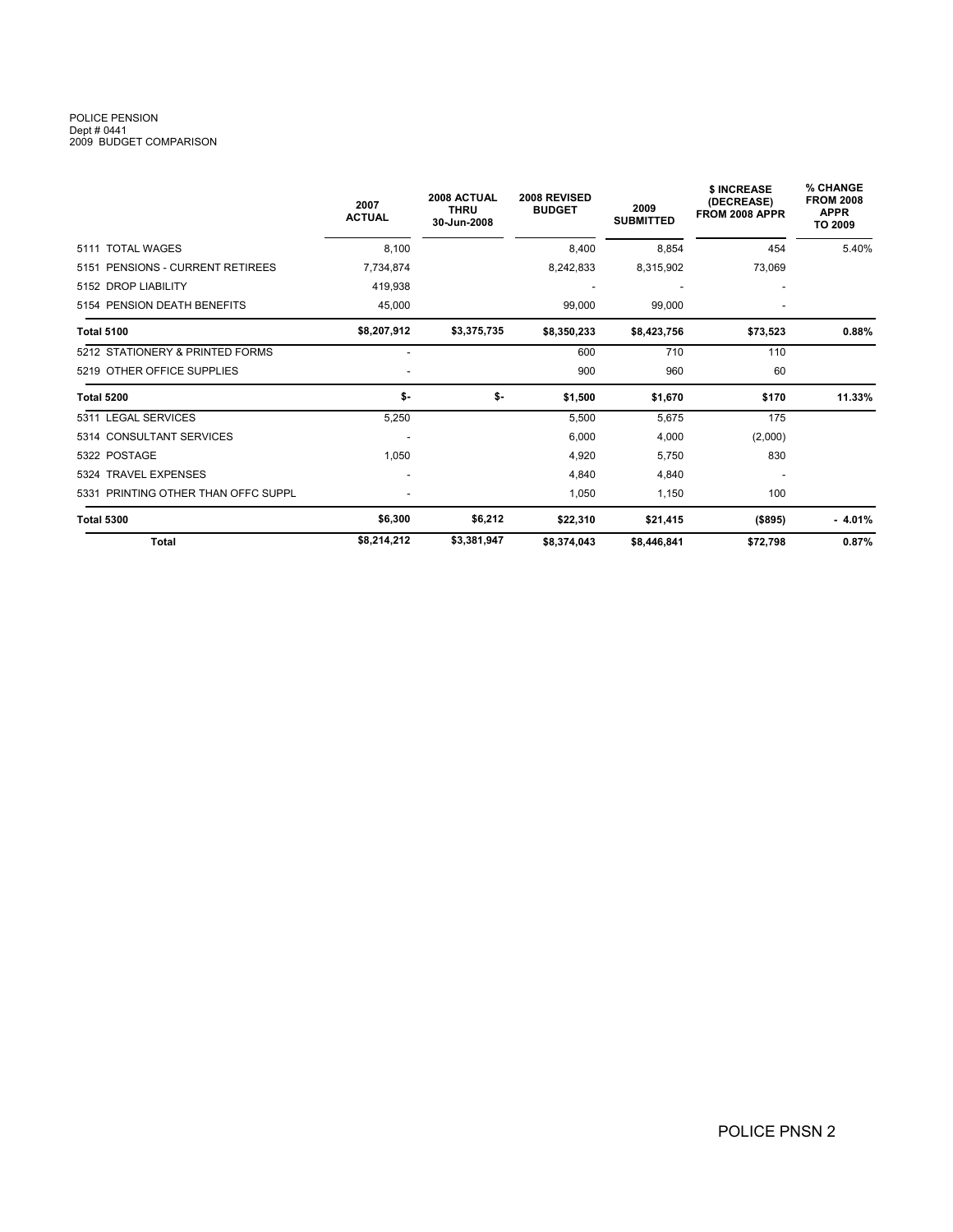POLICE PENSION
Dept # 0441
2009 BUDGET COMPARISON

| | 2007 ACTUAL | 2008 ACTUAL THRU 30-Jun-2008 | 2008 REVISED BUDGET | 2009 SUBMITTED | $ INCREASE (DECREASE) FROM 2008 APPR | % CHANGE FROM 2008 APPR TO 2009 |
|---|---|---|---|---|---|---|
| 5111 TOTAL WAGES | 8,100 | | 8,400 | 8,854 | 454 | 5.40% |
| 5151 PENSIONS - CURRENT RETIREES | 7,734,874 | | 8,242,833 | 8,315,902 | 73,069 | |
| 5152 DROP LIABILITY | 419,938 | | - | - | - | |
| 5154 PENSION DEATH BENEFITS | 45,000 | | 99,000 | 99,000 | - | |
| **Total 5100** | **$8,207,912** | **$3,375,735** | **$8,350,233** | **$8,423,756** | **$73,523** | **0.88%** |
| 5212 STATIONERY & PRINTED FORMS | - | | 600 | 710 | 110 | |
| 5219 OTHER OFFICE SUPPLIES | - | | 900 | 960 | 60 | |
| **Total 5200** | **$-** | **$-** | **$1,500** | **$1,670** | **$170** | **11.33%** |
| 5311 LEGAL SERVICES | 5,250 | | 5,500 | 5,675 | 175 | |
| 5314 CONSULTANT SERVICES | - | | 6,000 | 4,000 | (2,000) | |
| 5322 POSTAGE | 1,050 | | 4,920 | 5,750 | 830 | |
| 5324 TRAVEL EXPENSES | - | | 4,840 | 4,840 | - | |
| 5331 PRINTING OTHER THAN OFFC SUPPL | - | | 1,050 | 1,150 | 100 | |
| **Total 5300** | **$6,300** | **$6,212** | **$22,310** | **$21,415** | **($895)** | **- 4.01%** |
| **Total** | **$8,214,212** | **$3,381,947** | **$8,374,043** | **$8,446,841** | **$72,798** | **0.87%** |